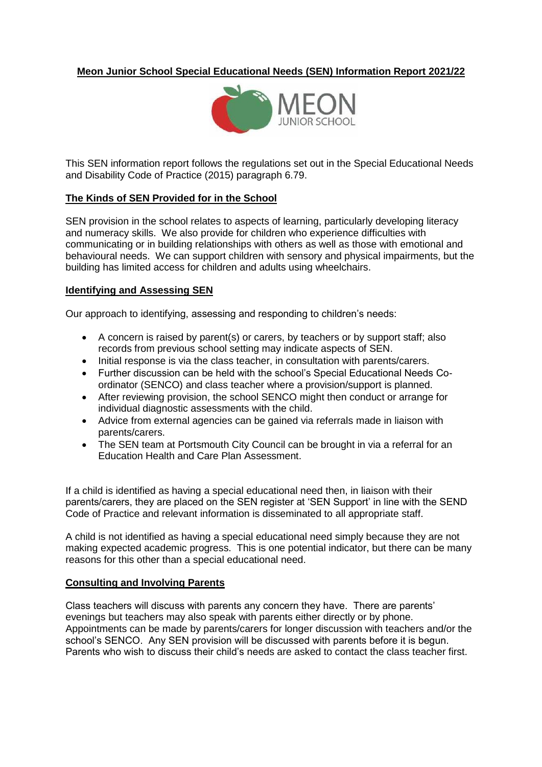# Meon Junior School Special Educational Needs (SEN) Information Report 2021/22

This SEN information report follows the regulations set out in the Special Educational Needs and Disability Code of Practice (2015) paragraph 6.79.

## The Kinds of SEN Provided for in the School

SEN provision in the school relates to aspects of learning, particularly developing literacy and numeracy skills. We also provide for children who experience difficulties with communicating or in building relationships with others as well as those with emotional and behavioural needs. We can support children with sensory and physical impairments, but the building has limited access for children and adults using wheelchairs.

## Identifying and Assessing SEN

Our approach to identifying, assessing and responding to children's needs:

- A concern is raised by parent(s) or carers, by teachers or by support staff; also records from previous school setting may indicate aspects of SEN.
- Initial response is via the class teacher, in consultation with parents/carers.
- Further discussion can be held with the school's Special Educational Needs Co-ordinator (SENCO) and class teacher where a provision/support is planned.
- After reviewing provision, the school SENCO might then conduct or arrange for individual diagnostic assessments with the child.
- Advice from external agencies can be gained via referrals made in liaison with parents/carers.
- The SEN team at Portsmouth City Council can be brought in via a referral for an Education Health and Care Plan Assessment.

If a child is identified as having a special educational need then, in liaison with their parents/carers, they are placed on the SEN register at 'SEN Support' in line with the SEND Code of Practice and relevant information is disseminated to all appropriate staff.

A child is not identified as having a special educational need simply because they are not making expected academic progress. This is one potential indicator, but there can be many reasons for this other than a special educational need.

## Consulting and Involving Parents

Class teachers will discuss with parents any concern they have. There are parents' evenings but teachers may also speak with parents either directly or by phone. Appointments can be made by parents/carers for longer discussion with teachers and/or the school's SENCO. Any SEN provision will be discussed with parents before it is begun. Parents who wish to discuss their child's needs are asked to contact the class teacher first.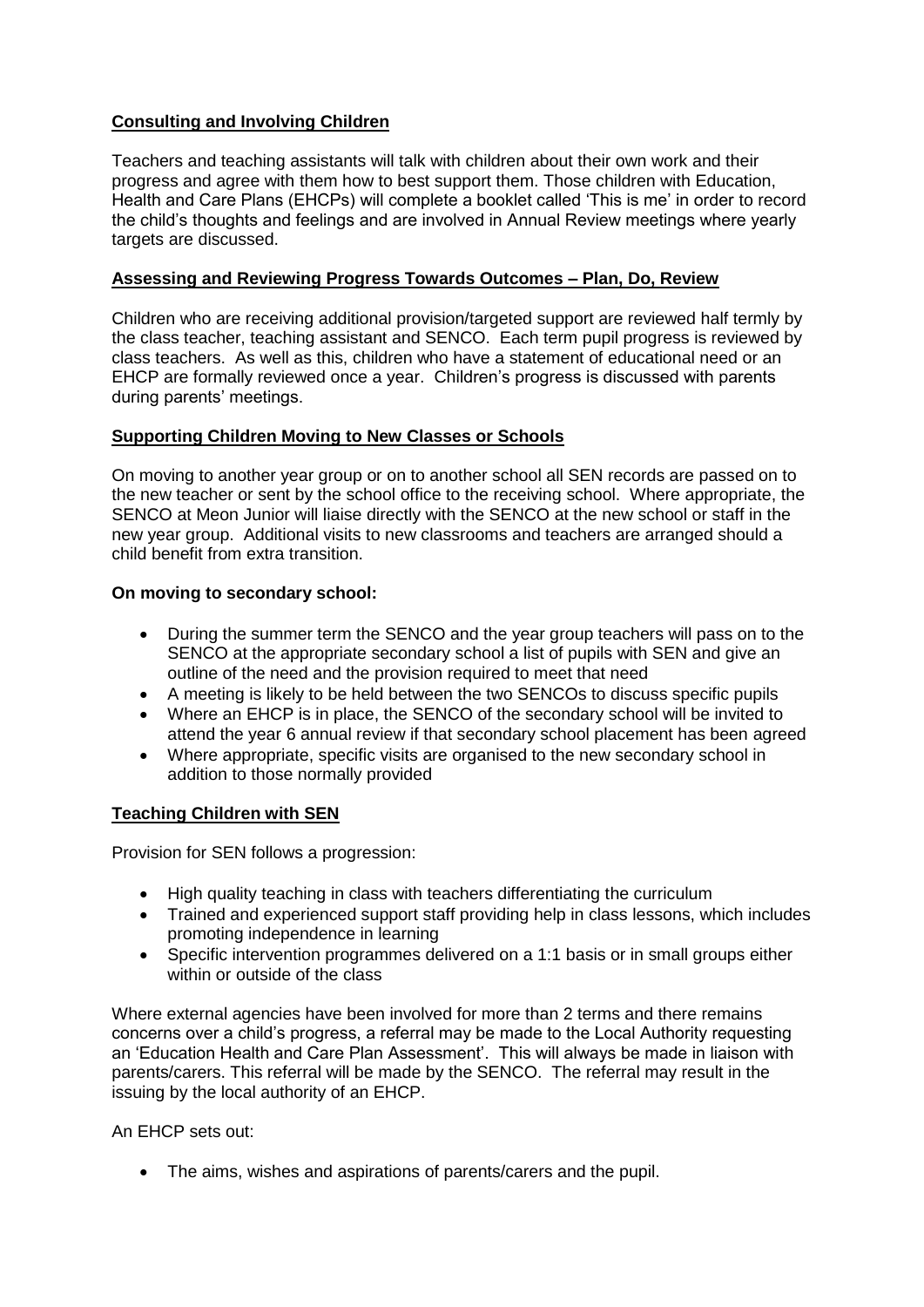## Consulting and Involving Children

Teachers and teaching assistants will talk with children about their own work and their progress and agree with them how to best support them. Those children with Education, Health and Care Plans (EHCPs) will complete a booklet called 'This is me' in order to record the child's thoughts and feelings and are involved in Annual Review meetings where yearly targets are discussed.

## Assessing and Reviewing Progress Towards Outcomes – Plan, Do, Review

Children who are receiving additional provision/targeted support are reviewed half termly by the class teacher, teaching assistant and SENCO. Each term pupil progress is reviewed by class teachers. As well as this, children who have a statement of educational need or an EHCP are formally reviewed once a year. Children's progress is discussed with parents during parents' meetings.

## Supporting Children Moving to New Classes or Schools

On moving to another year group or on to another school all SEN records are passed on to the new teacher or sent by the school office to the receiving school. Where appropriate, the SENCO at Meon Junior will liaise directly with the SENCO at the new school or staff in the new year group. Additional visits to new classrooms and teachers are arranged should a child benefit from extra transition.

**On moving to secondary school:**

- During the summer term the SENCO and the year group teachers will pass on to the SENCO at the appropriate secondary school a list of pupils with SEN and give an outline of the need and the provision required to meet that need
- A meeting is likely to be held between the two SENCOs to discuss specific pupils
- Where an EHCP is in place, the SENCO of the secondary school will be invited to attend the year 6 annual review if that secondary school placement has been agreed
- Where appropriate, specific visits are organised to the new secondary school in addition to those normally provided

## Teaching Children with SEN

Provision for SEN follows a progression:

- High quality teaching in class with teachers differentiating the curriculum
- Trained and experienced support staff providing help in class lessons, which includes promoting independence in learning
- Specific intervention programmes delivered on a 1:1 basis or in small groups either within or outside of the class

Where external agencies have been involved for more than 2 terms and there remains concerns over a child's progress, a referral may be made to the Local Authority requesting an 'Education Health and Care Plan Assessment'. This will always be made in liaison with parents/carers. This referral will be made by the SENCO. The referral may result in the issuing by the local authority of an EHCP.

An EHCP sets out:

- The aims, wishes and aspirations of parents/carers and the pupil.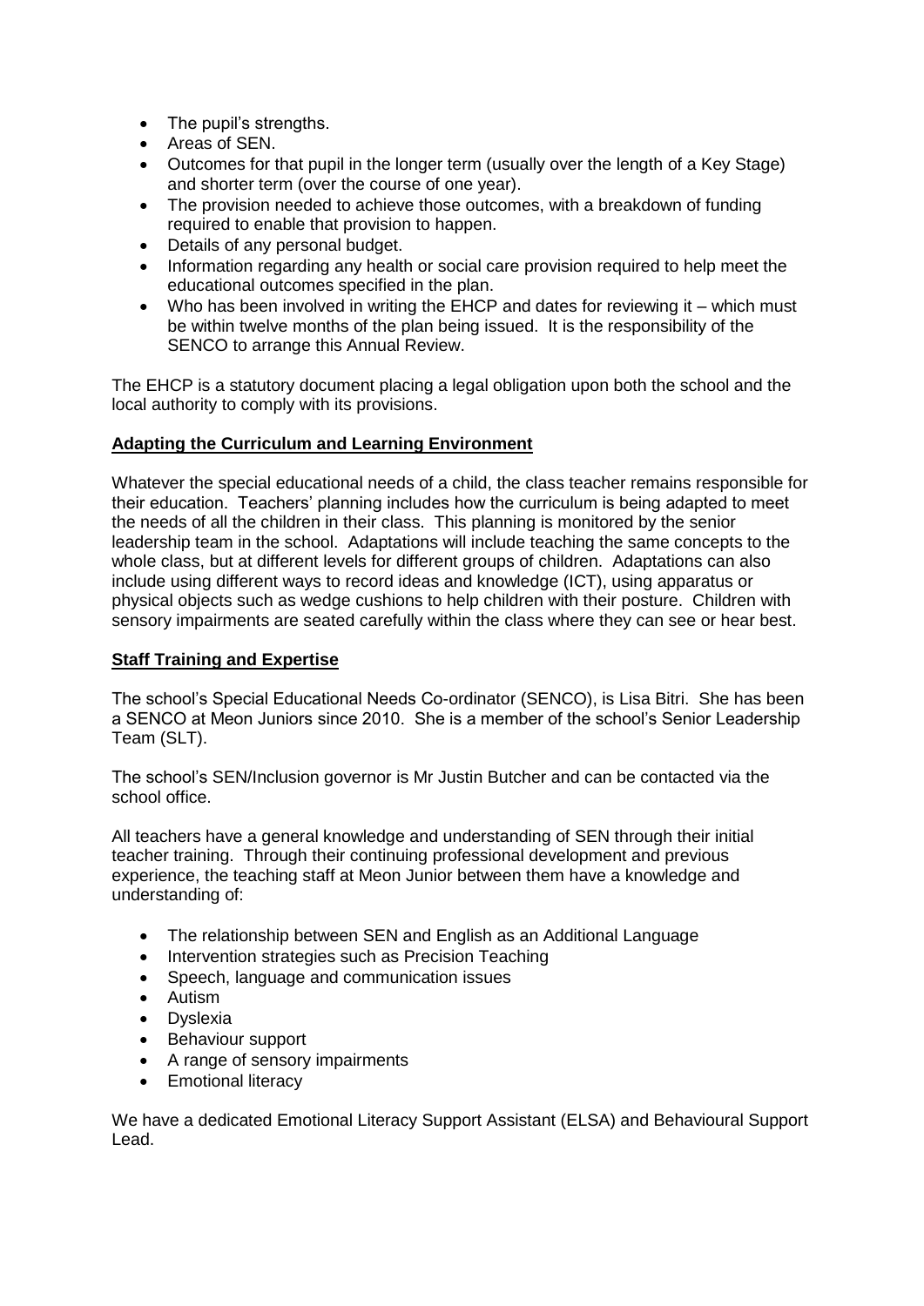- The pupil's strengths.
- Areas of SEN.
- Outcomes for that pupil in the longer term (usually over the length of a Key Stage) and shorter term (over the course of one year).
- The provision needed to achieve those outcomes, with a breakdown of funding required to enable that provision to happen.
- Details of any personal budget.
- Information regarding any health or social care provision required to help meet the educational outcomes specified in the plan.
- Who has been involved in writing the EHCP and dates for reviewing it – which must be within twelve months of the plan being issued. It is the responsibility of the SENCO to arrange this Annual Review.

The EHCP is a statutory document placing a legal obligation upon both the school and the local authority to comply with its provisions.

## Adapting the Curriculum and Learning Environment

Whatever the special educational needs of a child, the class teacher remains responsible for their education. Teachers' planning includes how the curriculum is being adapted to meet the needs of all the children in their class. This planning is monitored by the senior leadership team in the school. Adaptations will include teaching the same concepts to the whole class, but at different levels for different groups of children. Adaptations can also include using different ways to record ideas and knowledge (ICT), using apparatus or physical objects such as wedge cushions to help children with their posture. Children with sensory impairments are seated carefully within the class where they can see or hear best.

## Staff Training and Expertise

The school's Special Educational Needs Co-ordinator (SENCO), is Lisa Bitri. She has been a SENCO at Meon Juniors since 2010. She is a member of the school's Senior Leadership Team (SLT).

The school's SEN/Inclusion governor is Mr Justin Butcher and can be contacted via the school office.

All teachers have a general knowledge and understanding of SEN through their initial teacher training. Through their continuing professional development and previous experience, the teaching staff at Meon Junior between them have a knowledge and understanding of:

- The relationship between SEN and English as an Additional Language
- Intervention strategies such as Precision Teaching
- Speech, language and communication issues
- Autism
- Dyslexia
- Behaviour support
- A range of sensory impairments
- Emotional literacy

We have a dedicated Emotional Literacy Support Assistant (ELSA) and Behavioural Support Lead.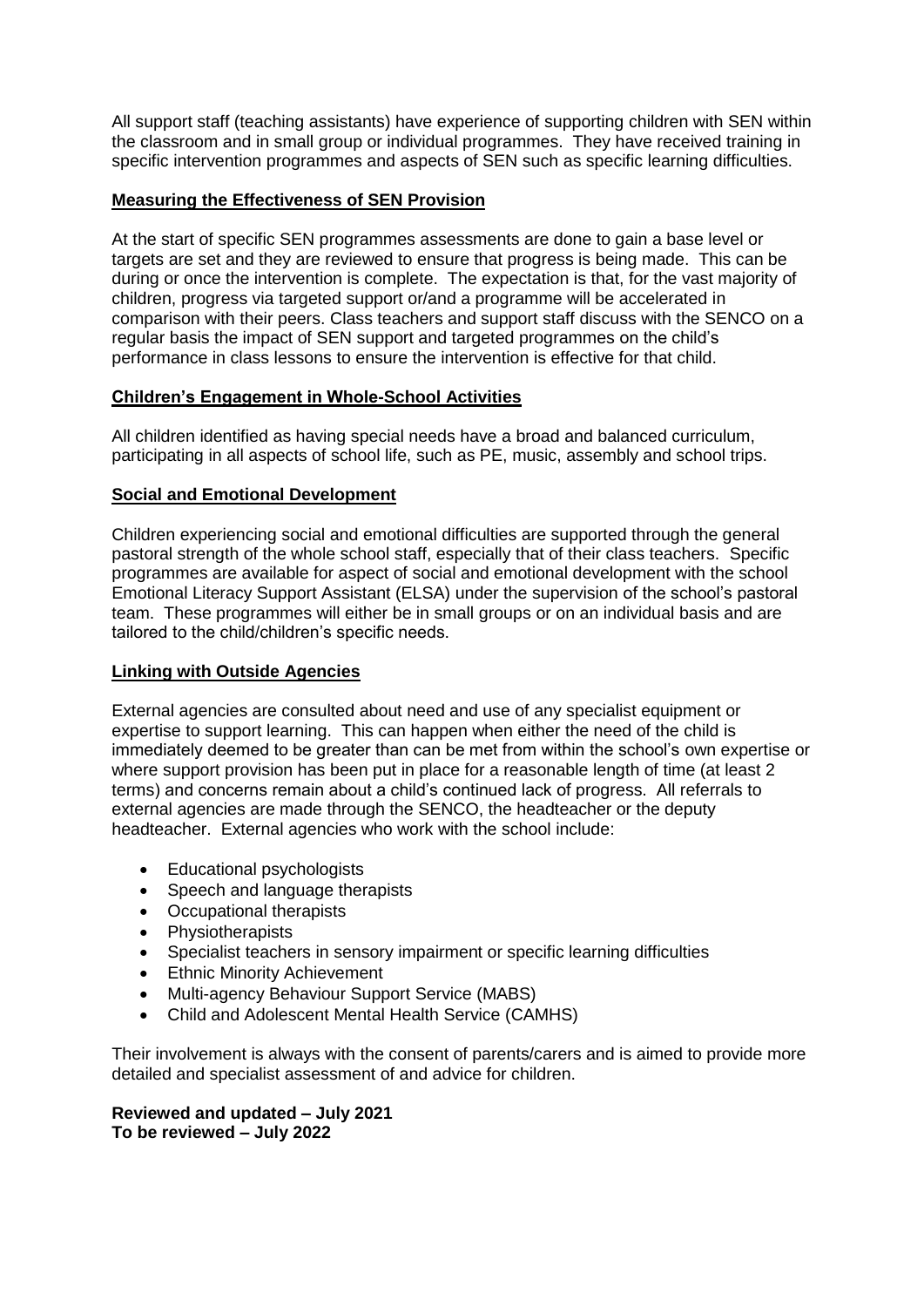All support staff (teaching assistants) have experience of supporting children with SEN within the classroom and in small group or individual programmes. They have received training in specific intervention programmes and aspects of SEN such as specific learning difficulties.

## Measuring the Effectiveness of SEN Provision

At the start of specific SEN programmes assessments are done to gain a base level or targets are set and they are reviewed to ensure that progress is being made. This can be during or once the intervention is complete. The expectation is that, for the vast majority of children, progress via targeted support or/and a programme will be accelerated in comparison with their peers. Class teachers and support staff discuss with the SENCO on a regular basis the impact of SEN support and targeted programmes on the child's performance in class lessons to ensure the intervention is effective for that child.

## Children's Engagement in Whole-School Activities

All children identified as having special needs have a broad and balanced curriculum, participating in all aspects of school life, such as PE, music, assembly and school trips.

## Social and Emotional Development

Children experiencing social and emotional difficulties are supported through the general pastoral strength of the whole school staff, especially that of their class teachers. Specific programmes are available for aspect of social and emotional development with the school Emotional Literacy Support Assistant (ELSA) under the supervision of the school's pastoral team. These programmes will either be in small groups or on an individual basis and are tailored to the child/children's specific needs.

## Linking with Outside Agencies

External agencies are consulted about need and use of any specialist equipment or expertise to support learning. This can happen when either the need of the child is immediately deemed to be greater than can be met from within the school's own expertise or where support provision has been put in place for a reasonable length of time (at least 2 terms) and concerns remain about a child's continued lack of progress. All referrals to external agencies are made through the SENCO, the headteacher or the deputy headteacher. External agencies who work with the school include:

- Educational psychologists
- Speech and language therapists
- Occupational therapists
- Physiotherapists
- Specialist teachers in sensory impairment or specific learning difficulties
- Ethnic Minority Achievement
- Multi-agency Behaviour Support Service (MABS)
- Child and Adolescent Mental Health Service (CAMHS)

Their involvement is always with the consent of parents/carers and is aimed to provide more detailed and specialist assessment of and advice for children.

**Reviewed and updated – July 2021**
**To be reviewed – July 2022**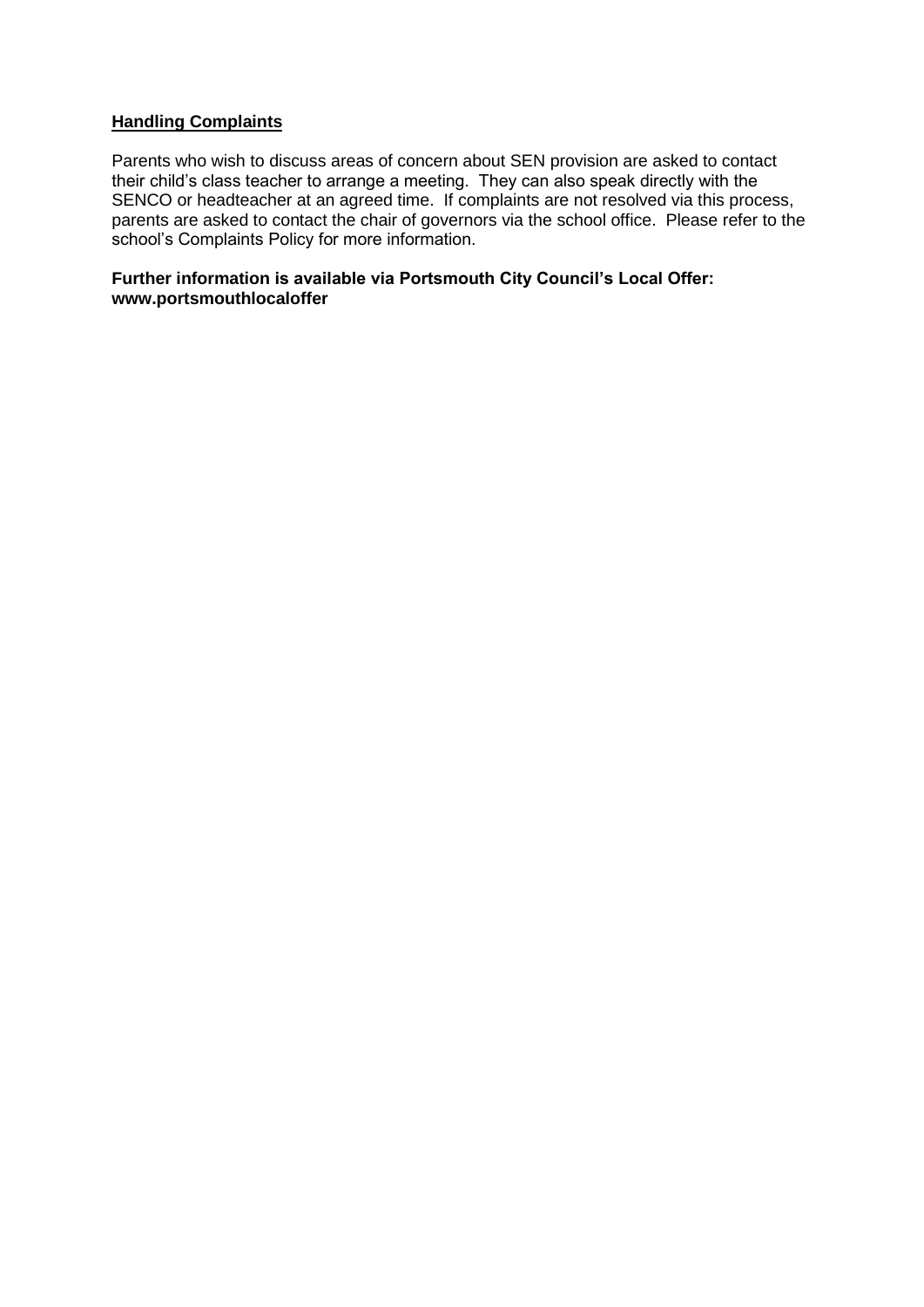## Handling Complaints

Parents who wish to discuss areas of concern about SEN provision are asked to contact their child's class teacher to arrange a meeting. They can also speak directly with the SENCO or headteacher at an agreed time. If complaints are not resolved via this process, parents are asked to contact the chair of governors via the school office. Please refer to the school's Complaints Policy for more information.

**Further information is available via Portsmouth City Council's Local Offer: www.portsmouthlocaloffer**